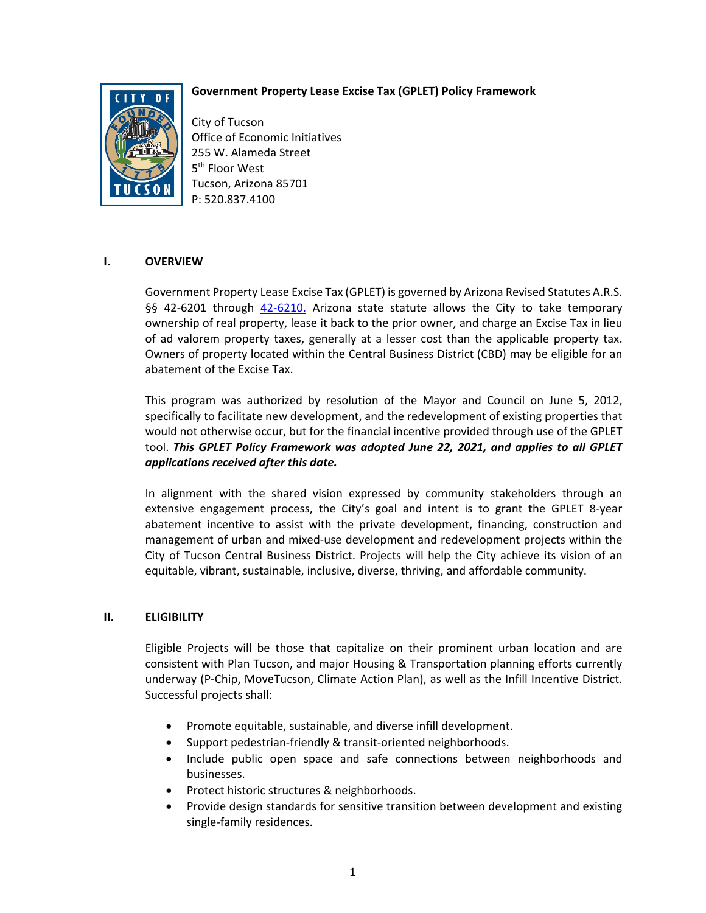# Government Property Lease Excise Tax (GPLET) Policy Framework

City of Tucson
Office of Economic Initiatives
255 W. Alameda Street
5th Floor West
Tucson, Arizona 85701
P: 520.837.4100

## I. OVERVIEW

Government Property Lease Excise Tax (GPLET) is governed by Arizona Revised Statutes A.R.S. §§ 42-6201 through 42-6210. Arizona state statute allows the City to take temporary ownership of real property, lease it back to the prior owner, and charge an Excise Tax in lieu of ad valorem property taxes, generally at a lesser cost than the applicable property tax. Owners of property located within the Central Business District (CBD) may be eligible for an abatement of the Excise Tax.

This program was authorized by resolution of the Mayor and Council on June 5, 2012, specifically to facilitate new development, and the redevelopment of existing properties that would not otherwise occur, but for the financial incentive provided through use of the GPLET tool. ***This GPLET Policy Framework was adopted June 22, 2021, and applies to all GPLET applications received after this date.***

In alignment with the shared vision expressed by community stakeholders through an extensive engagement process, the City's goal and intent is to grant the GPLET 8-year abatement incentive to assist with the private development, financing, construction and management of urban and mixed-use development and redevelopment projects within the City of Tucson Central Business District. Projects will help the City achieve its vision of an equitable, vibrant, sustainable, inclusive, diverse, thriving, and affordable community.

## II. ELIGIBILITY

Eligible Projects will be those that capitalize on their prominent urban location and are consistent with Plan Tucson, and major Housing & Transportation planning efforts currently underway (P-Chip, MoveTucson, Climate Action Plan), as well as the Infill Incentive District. Successful projects shall:

- Promote equitable, sustainable, and diverse infill development.
- Support pedestrian-friendly & transit-oriented neighborhoods.
- Include public open space and safe connections between neighborhoods and businesses.
- Protect historic structures & neighborhoods.
- Provide design standards for sensitive transition between development and existing single-family residences.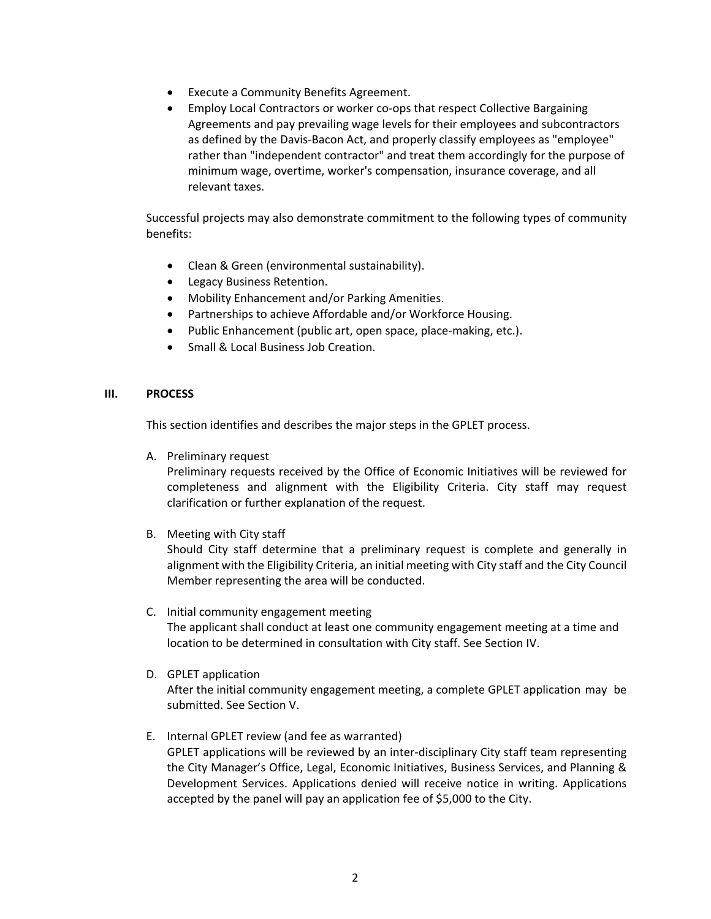- Execute a Community Benefits Agreement.
- Employ Local Contractors or worker co-ops that respect Collective Bargaining Agreements and pay prevailing wage levels for their employees and subcontractors as defined by the Davis-Bacon Act, and properly classify employees as "employee" rather than "independent contractor" and treat them accordingly for the purpose of minimum wage, overtime, worker's compensation, insurance coverage, and all relevant taxes.

Successful projects may also demonstrate commitment to the following types of community benefits:

- Clean & Green (environmental sustainability).
- Legacy Business Retention.
- Mobility Enhancement and/or Parking Amenities.
- Partnerships to achieve Affordable and/or Workforce Housing.
- Public Enhancement (public art, open space, place-making, etc.).
- Small & Local Business Job Creation.

## III. PROCESS

This section identifies and describes the major steps in the GPLET process.

A. Preliminary request
Preliminary requests received by the Office of Economic Initiatives will be reviewed for completeness and alignment with the Eligibility Criteria. City staff may request clarification or further explanation of the request.

B. Meeting with City staff
Should City staff determine that a preliminary request is complete and generally in alignment with the Eligibility Criteria, an initial meeting with City staff and the City Council Member representing the area will be conducted.

C. Initial community engagement meeting
The applicant shall conduct at least one community engagement meeting at a time and location to be determined in consultation with City staff. See Section IV.

D. GPLET application
After the initial community engagement meeting, a complete GPLET application may be submitted. See Section V.

E. Internal GPLET review (and fee as warranted)
GPLET applications will be reviewed by an inter-disciplinary City staff team representing the City Manager's Office, Legal, Economic Initiatives, Business Services, and Planning & Development Services. Applications denied will receive notice in writing. Applications accepted by the panel will pay an application fee of $5,000 to the City.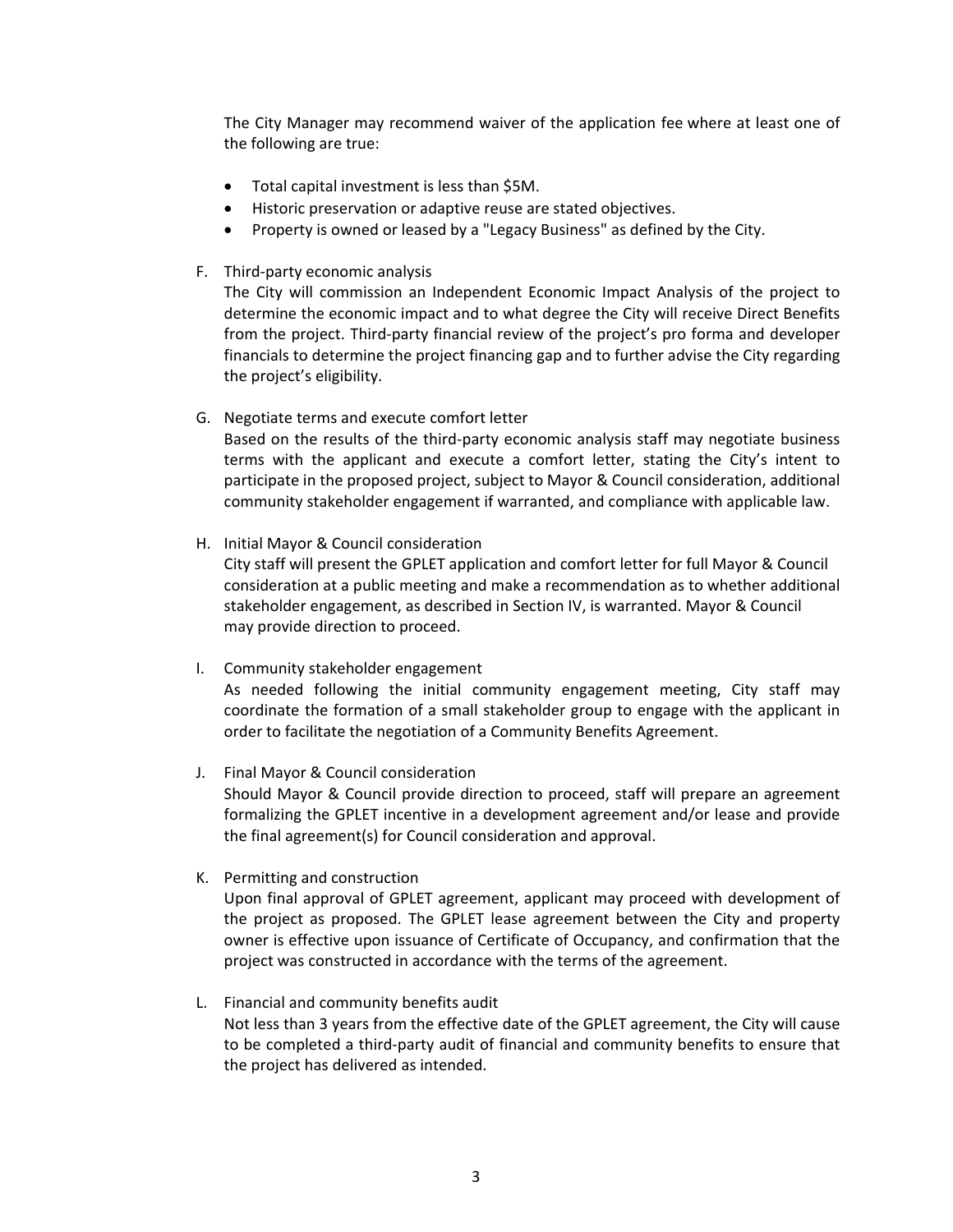The City Manager may recommend waiver of the application fee where at least one of the following are true:

- Total capital investment is less than $5M.
- Historic preservation or adaptive reuse are stated objectives.
- Property is owned or leased by a "Legacy Business" as defined by the City.

F. Third-party economic analysis
The City will commission an Independent Economic Impact Analysis of the project to determine the economic impact and to what degree the City will receive Direct Benefits from the project. Third-party financial review of the project's pro forma and developer financials to determine the project financing gap and to further advise the City regarding the project's eligibility.

G. Negotiate terms and execute comfort letter
Based on the results of the third-party economic analysis staff may negotiate business terms with the applicant and execute a comfort letter, stating the City's intent to participate in the proposed project, subject to Mayor & Council consideration, additional community stakeholder engagement if warranted, and compliance with applicable law.

H. Initial Mayor & Council consideration
City staff will present the GPLET application and comfort letter for full Mayor & Council consideration at a public meeting and make a recommendation as to whether additional stakeholder engagement, as described in Section IV, is warranted. Mayor & Council may provide direction to proceed.

I. Community stakeholder engagement
As needed following the initial community engagement meeting, City staff may coordinate the formation of a small stakeholder group to engage with the applicant in order to facilitate the negotiation of a Community Benefits Agreement.

J. Final Mayor & Council consideration
Should Mayor & Council provide direction to proceed, staff will prepare an agreement formalizing the GPLET incentive in a development agreement and/or lease and provide the final agreement(s) for Council consideration and approval.

K. Permitting and construction
Upon final approval of GPLET agreement, applicant may proceed with development of the project as proposed. The GPLET lease agreement between the City and property owner is effective upon issuance of Certificate of Occupancy, and confirmation that the project was constructed in accordance with the terms of the agreement.

L. Financial and community benefits audit
Not less than 3 years from the effective date of the GPLET agreement, the City will cause to be completed a third-party audit of financial and community benefits to ensure that the project has delivered as intended.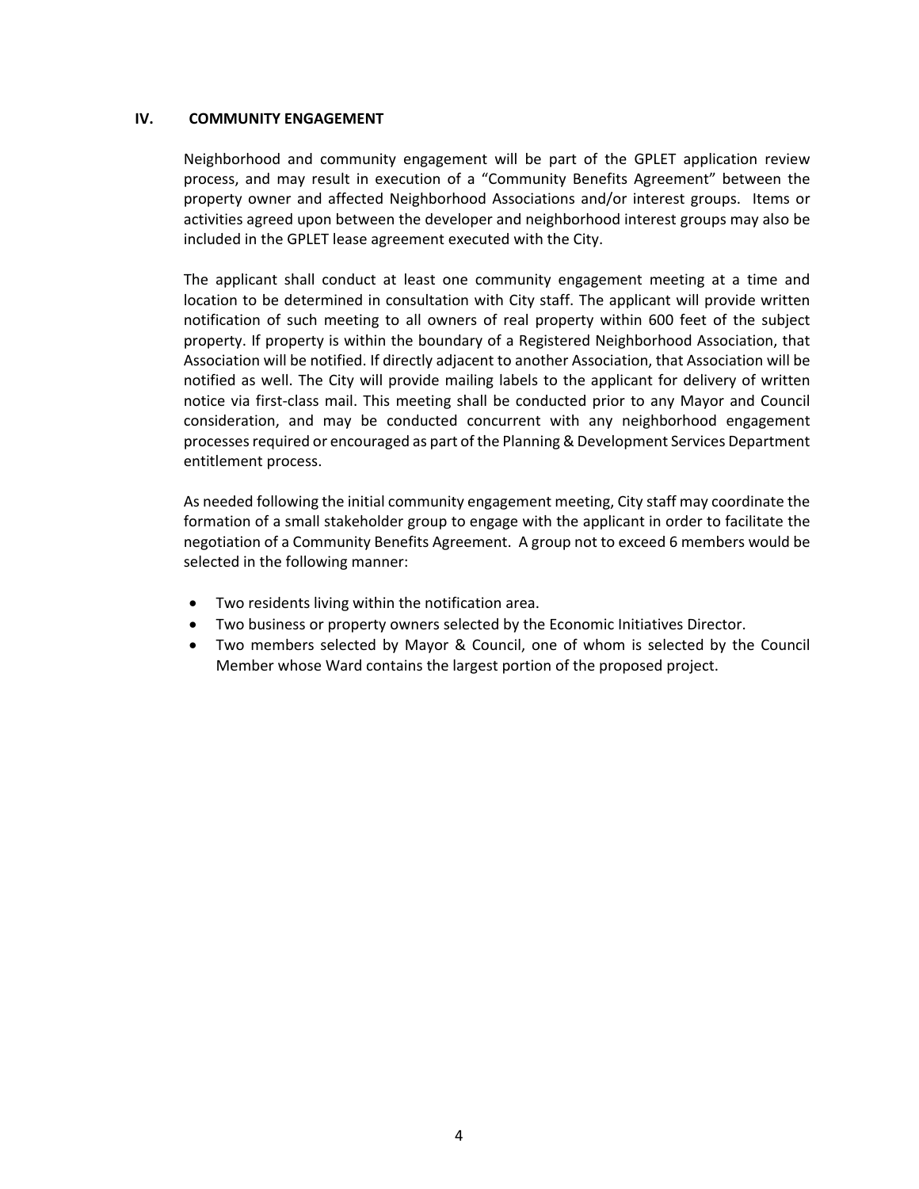## IV. COMMUNITY ENGAGEMENT

Neighborhood and community engagement will be part of the GPLET application review process, and may result in execution of a "Community Benefits Agreement" between the property owner and affected Neighborhood Associations and/or interest groups. Items or activities agreed upon between the developer and neighborhood interest groups may also be included in the GPLET lease agreement executed with the City.

The applicant shall conduct at least one community engagement meeting at a time and location to be determined in consultation with City staff. The applicant will provide written notification of such meeting to all owners of real property within 600 feet of the subject property. If property is within the boundary of a Registered Neighborhood Association, that Association will be notified. If directly adjacent to another Association, that Association will be notified as well. The City will provide mailing labels to the applicant for delivery of written notice via first-class mail. This meeting shall be conducted prior to any Mayor and Council consideration, and may be conducted concurrent with any neighborhood engagement processes required or encouraged as part of the Planning & Development Services Department entitlement process.

As needed following the initial community engagement meeting, City staff may coordinate the formation of a small stakeholder group to engage with the applicant in order to facilitate the negotiation of a Community Benefits Agreement. A group not to exceed 6 members would be selected in the following manner:

- Two residents living within the notification area.
- Two business or property owners selected by the Economic Initiatives Director.
- Two members selected by Mayor & Council, one of whom is selected by the Council Member whose Ward contains the largest portion of the proposed project.